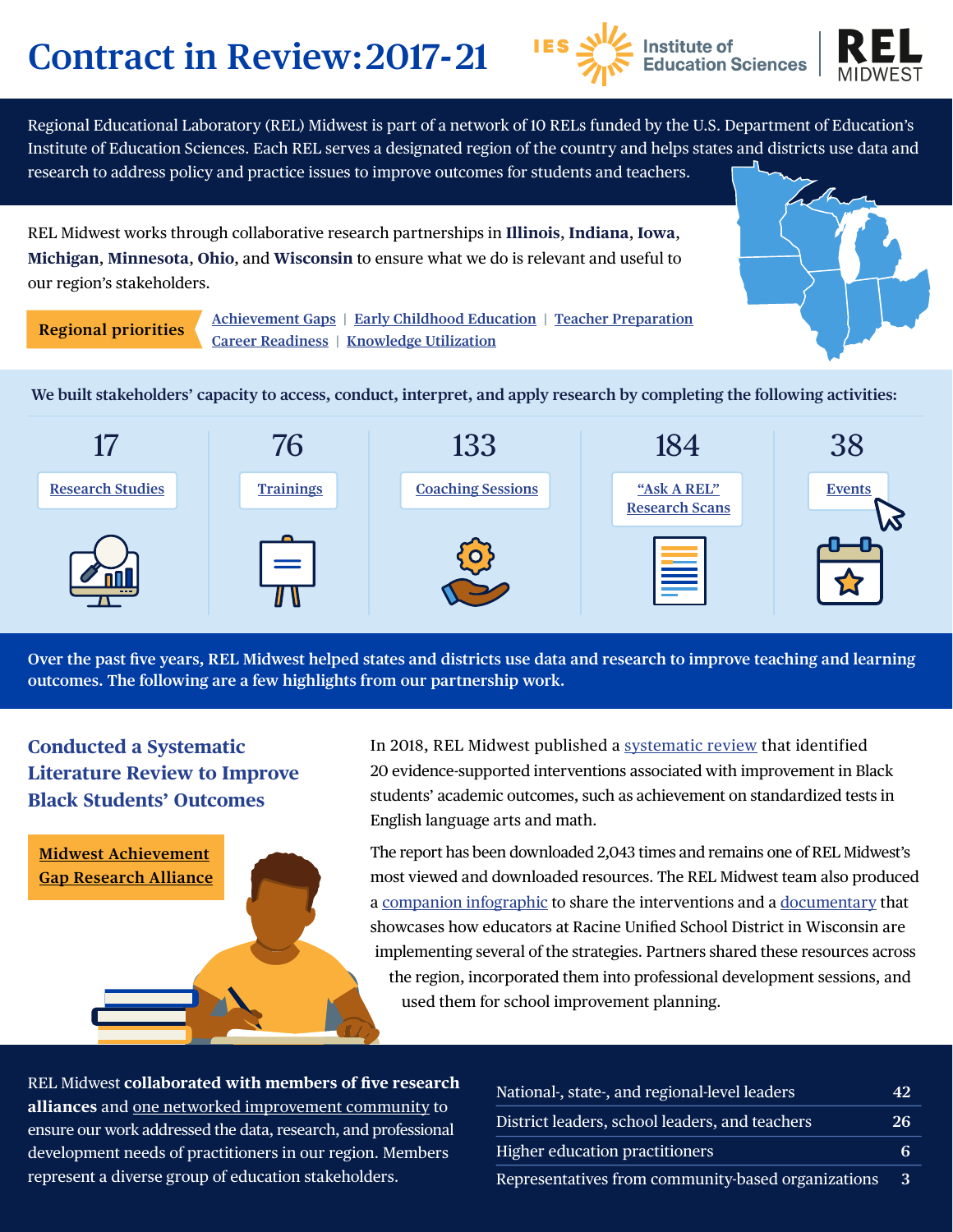# Contract in Review: 2017-21

IES Institute of Education Sciences | REL MIDWEST

Regional Educational Laboratory (REL) Midwest is part of a network of 10 RELs funded by the U.S. Department of Education's Institute of Education Sciences. Each REL serves a designated region of the country and helps states and districts use data and research to address policy and practice issues to improve outcomes for students and teachers.

REL Midwest works through collaborative research partnerships in **Illinois**, **Indiana**, **Iowa**, **Michigan**, **Minnesota**, **Ohio**, and **Wisconsin** to ensure what we do is relevant and useful to our region's stakeholders.

**Regional priorities**: Achievement Gaps | Early Childhood Education | Teacher Preparation | Career Readiness | Knowledge Utilization

We built stakeholders' capacity to access, conduct, interpret, and apply research by completing the following activities:

| 17 | 76 | 133 | 184 | 38 |
|---|---|---|---|---|
| Research Studies | Trainings | Coaching Sessions | "Ask A REL" Research Scans | Events |

**Over the past five years, REL Midwest helped states and districts use data and research to improve teaching and learning outcomes. The following are a few highlights from our partnership work.**

## Conducted a Systematic Literature Review to Improve Black Students' Outcomes

**Midwest Achievement Gap Research Alliance**

In 2018, REL Midwest published a systematic review that identified 20 evidence-supported interventions associated with improvement in Black students' academic outcomes, such as achievement on standardized tests in English language arts and math.

The report has been downloaded 2,043 times and remains one of REL Midwest's most viewed and downloaded resources. The REL Midwest team also produced a companion infographic to share the interventions and a documentary that showcases how educators at Racine Unified School District in Wisconsin are implementing several of the strategies. Partners shared these resources across the region, incorporated them into professional development sessions, and used them for school improvement planning.

REL Midwest **collaborated with members of five research alliances** and one networked improvement community to ensure our work addressed the data, research, and professional development needs of practitioners in our region. Members represent a diverse group of education stakeholders.

| Stakeholder group | Members |
|---|---|
| National-, state-, and regional-level leaders | 42 |
| District leaders, school leaders, and teachers | 26 |
| Higher education practitioners | 6 |
| Representatives from community-based organizations | 3 |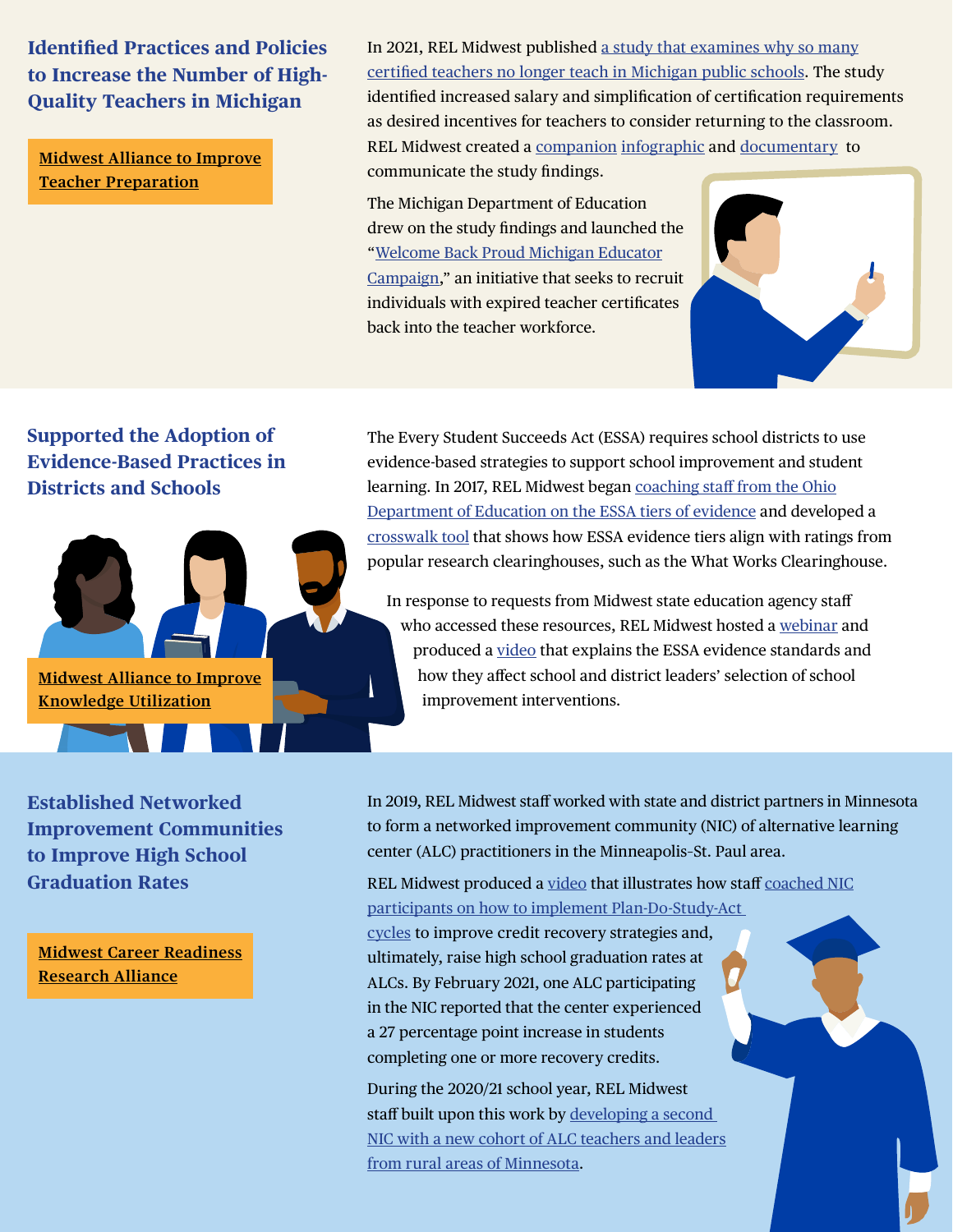## Identified Practices and Policies to Increase the Number of High-Quality Teachers in Michigan

Midwest Alliance to Improve Teacher Preparation

In 2021, REL Midwest published a study that examines why so many certified teachers no longer teach in Michigan public schools. The study identified increased salary and simplification of certification requirements as desired incentives for teachers to consider returning to the classroom. REL Midwest created a companion infographic and documentary to communicate the study findings.

The Michigan Department of Education drew on the study findings and launched the "Welcome Back Proud Michigan Educator Campaign," an initiative that seeks to recruit individuals with expired teacher certificates back into the teacher workforce.

## Supported the Adoption of Evidence-Based Practices in Districts and Schools

Midwest Alliance to Improve Knowledge Utilization

The Every Student Succeeds Act (ESSA) requires school districts to use evidence-based strategies to support school improvement and student learning. In 2017, REL Midwest began coaching staff from the Ohio Department of Education on the ESSA tiers of evidence and developed a crosswalk tool that shows how ESSA evidence tiers align with ratings from popular research clearinghouses, such as the What Works Clearinghouse.

In response to requests from Midwest state education agency staff who accessed these resources, REL Midwest hosted a webinar and produced a video that explains the ESSA evidence standards and how they affect school and district leaders' selection of school improvement interventions.

## Established Networked Improvement Communities to Improve High School Graduation Rates

Midwest Career Readiness Research Alliance

In 2019, REL Midwest staff worked with state and district partners in Minnesota to form a networked improvement community (NIC) of alternative learning center (ALC) practitioners in the Minneapolis–St. Paul area.

REL Midwest produced a video that illustrates how staff coached NIC participants on how to implement Plan-Do-Study-Act cycles to improve credit recovery strategies and, ultimately, raise high school graduation rates at ALCs. By February 2021, one ALC participating in the NIC reported that the center experienced a 27 percentage point increase in students completing one or more recovery credits.

During the 2020/21 school year, REL Midwest staff built upon this work by developing a second NIC with a new cohort of ALC teachers and leaders from rural areas of Minnesota.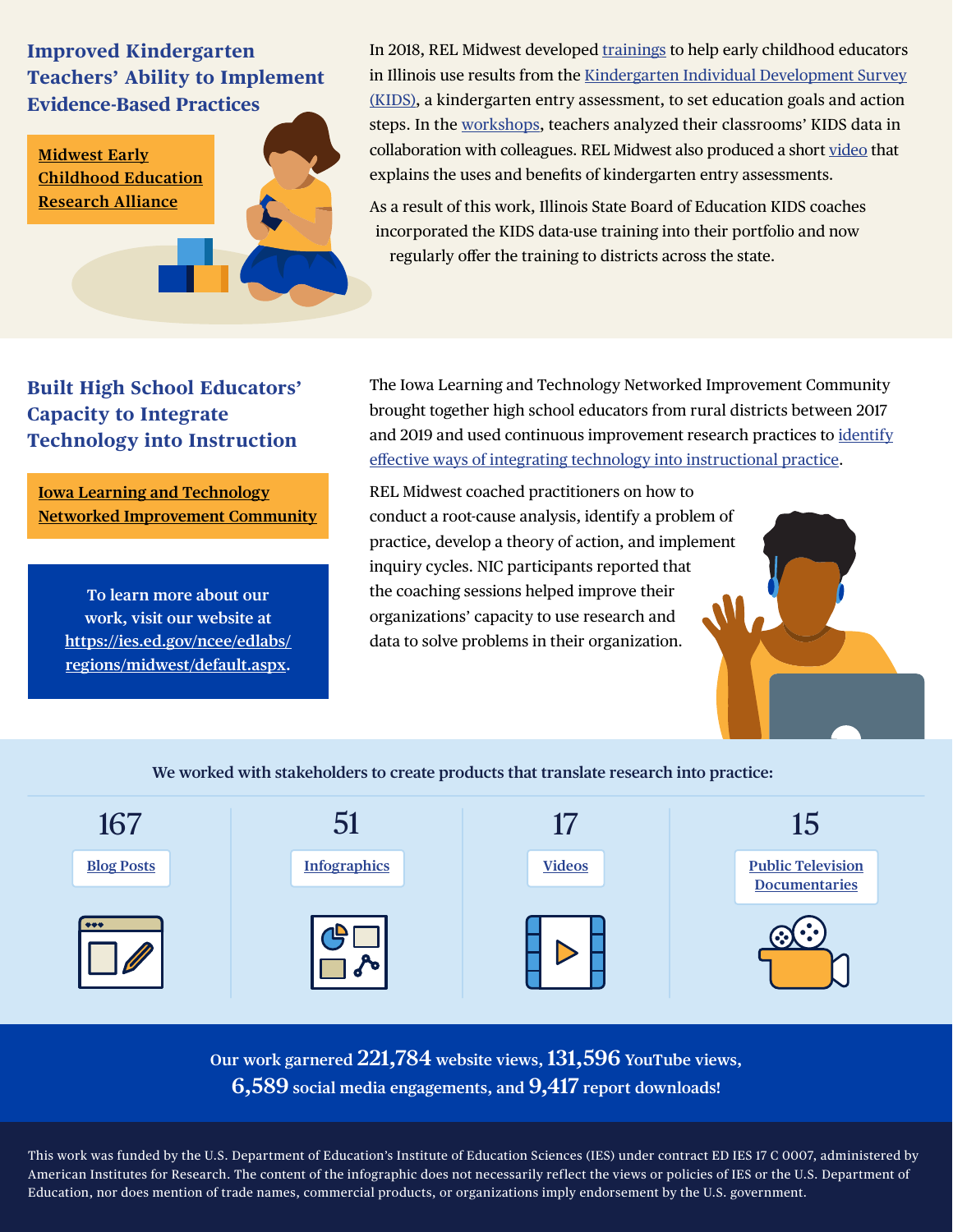## Improved Kindergarten Teachers' Ability to Implement Evidence-Based Practices

Midwest Early Childhood Education Research Alliance

In 2018, REL Midwest developed trainings to help early childhood educators in Illinois use results from the Kindergarten Individual Development Survey (KIDS), a kindergarten entry assessment, to set education goals and action steps. In the workshops, teachers analyzed their classrooms' KIDS data in collaboration with colleagues. REL Midwest also produced a short video that explains the uses and benefits of kindergarten entry assessments.

As a result of this work, Illinois State Board of Education KIDS coaches incorporated the KIDS data-use training into their portfolio and now regularly offer the training to districts across the state.

## Built High School Educators' Capacity to Integrate Technology into Instruction

Iowa Learning and Technology Networked Improvement Community

The Iowa Learning and Technology Networked Improvement Community brought together high school educators from rural districts between 2017 and 2019 and used continuous improvement research practices to identify effective ways of integrating technology into instructional practice.

REL Midwest coached practitioners on how to conduct a root-cause analysis, identify a problem of practice, develop a theory of action, and implement inquiry cycles. NIC participants reported that the coaching sessions helped improve their organizations' capacity to use research and data to solve problems in their organization.

To learn more about our work, visit our website at https://ies.ed.gov/ncee/edlabs/regions/midwest/default.aspx.

We worked with stakeholders to create products that translate research into practice:

- **167** Blog Posts
- **51** Infographics
- **17** Videos
- **15** Public Television Documentaries

Our work garnered **221,784** website views, **131,596** YouTube views, **6,589** social media engagements, and **9,417** report downloads!

This work was funded by the U.S. Department of Education's Institute of Education Sciences (IES) under contract ED IES 17 C 0007, administered by American Institutes for Research. The content of the infographic does not necessarily reflect the views or policies of IES or the U.S. Department of Education, nor does mention of trade names, commercial products, or organizations imply endorsement by the U.S. government.